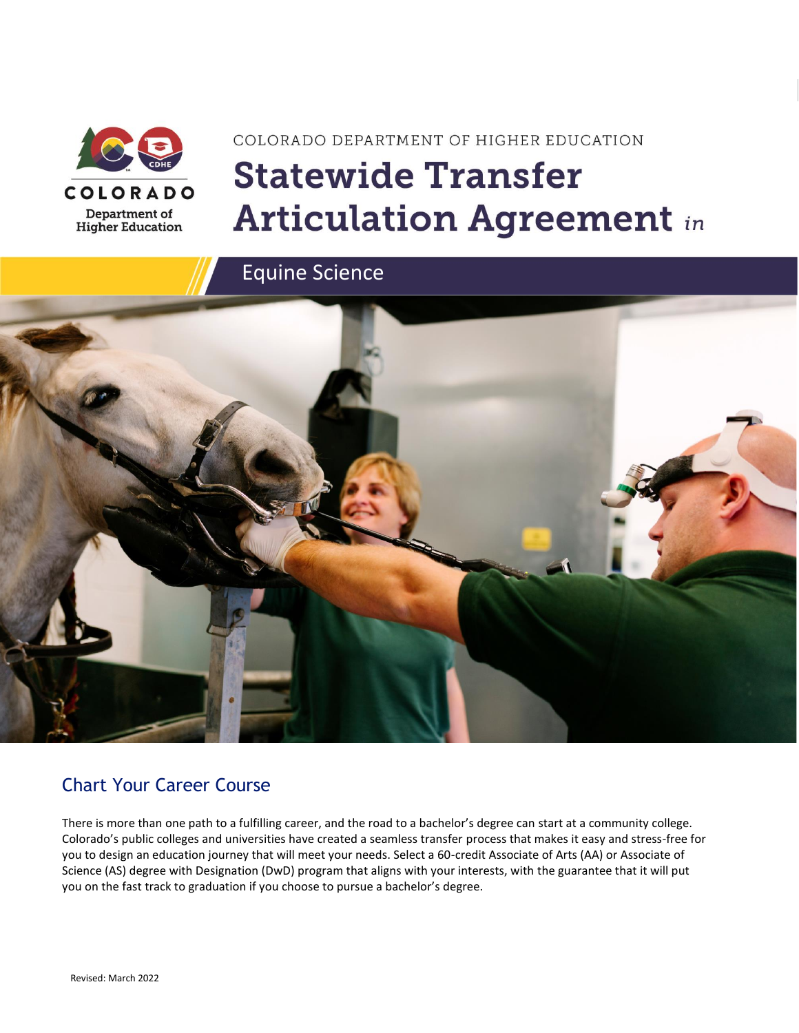COLORADO Department of Higher Education

COLORADO DEPARTMENT OF HIGHER EDUCATION

# Statewide Transfer Articulation Agreement *in*

## Equine Science

## Chart Your Career Course

There is more than one path to a fulfilling career, and the road to a bachelor's degree can start at a community college. Colorado's public colleges and universities have created a seamless transfer process that makes it easy and stress-free for you to design an education journey that will meet your needs. Select a 60-credit Associate of Arts (AA) or Associate of Science (AS) degree with Designation (DwD) program that aligns with your interests, with the guarantee that it will put you on the fast track to graduation if you choose to pursue a bachelor's degree.

Revised: March 2022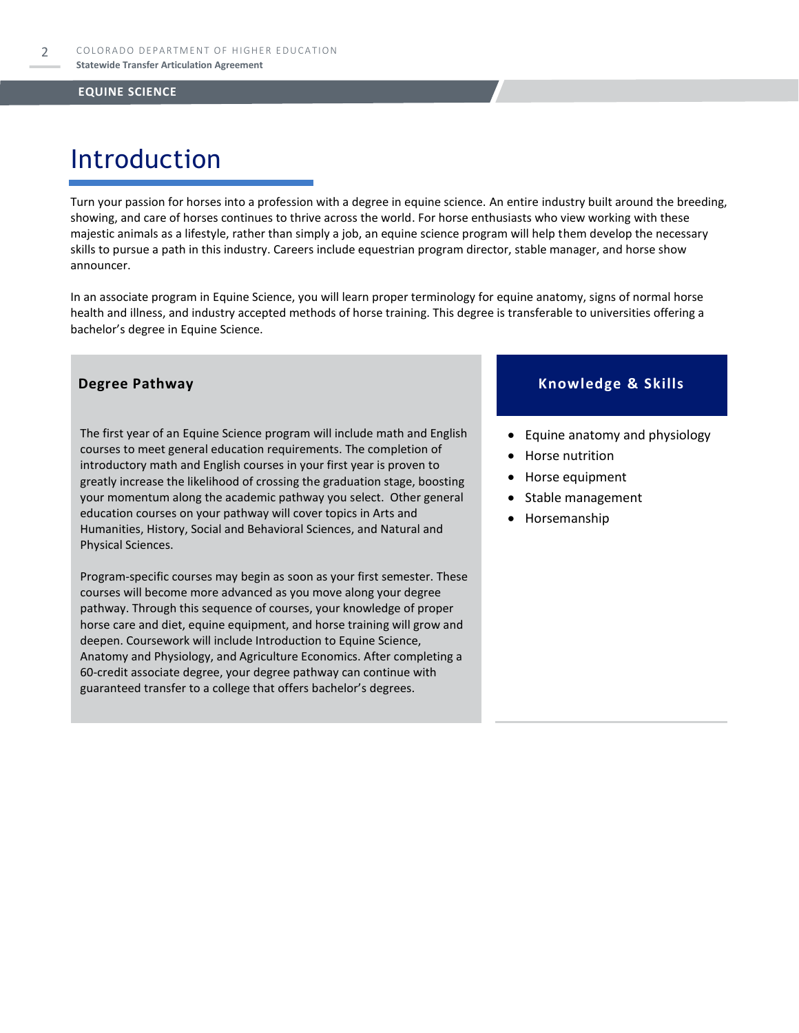## EQUINE SCIENCE

# Introduction

Turn your passion for horses into a profession with a degree in equine science. An entire industry built around the breeding, showing, and care of horses continues to thrive across the world. For horse enthusiasts who view working with these majestic animals as a lifestyle, rather than simply a job, an equine science program will help them develop the necessary skills to pursue a path in this industry. Careers include equestrian program director, stable manager, and horse show announcer.

In an associate program in Equine Science, you will learn proper terminology for equine anatomy, signs of normal horse health and illness, and industry accepted methods of horse training. This degree is transferable to universities offering a bachelor's degree in Equine Science.

### Degree Pathway

The first year of an Equine Science program will include math and English courses to meet general education requirements. The completion of introductory math and English courses in your first year is proven to greatly increase the likelihood of crossing the graduation stage, boosting your momentum along the academic pathway you select. Other general education courses on your pathway will cover topics in Arts and Humanities, History, Social and Behavioral Sciences, and Natural and Physical Sciences.

Program-specific courses may begin as soon as your first semester. These courses will become more advanced as you move along your degree pathway. Through this sequence of courses, your knowledge of proper horse care and diet, equine equipment, and horse training will grow and deepen. Coursework will include Introduction to Equine Science, Anatomy and Physiology, and Agriculture Economics. After completing a 60-credit associate degree, your degree pathway can continue with guaranteed transfer to a college that offers bachelor's degrees.

### Knowledge & Skills

- Equine anatomy and physiology
- Horse nutrition
- Horse equipment
- Stable management
- Horsemanship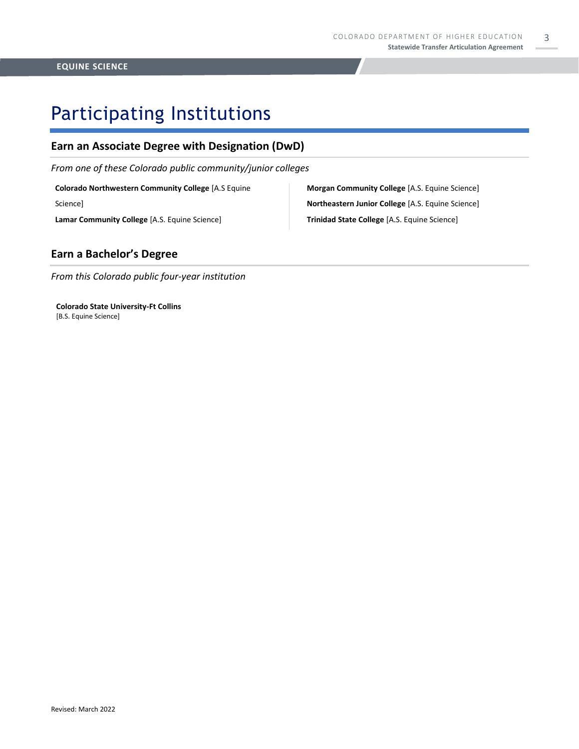# Participating Institutions

## Earn an Associate Degree with Designation (DwD)

*From one of these Colorado public community/junior colleges*

**Colorado Northwestern Community College** [A.S Equine Science]

**Lamar Community College** [A.S. Equine Science]

**Morgan Community College** [A.S. Equine Science]

**Northeastern Junior College** [A.S. Equine Science]

**Trinidad State College** [A.S. Equine Science]

## Earn a Bachelor's Degree

*From this Colorado public four-year institution*

**Colorado State University-Ft Collins**
[B.S. Equine Science]

Revised: March 2022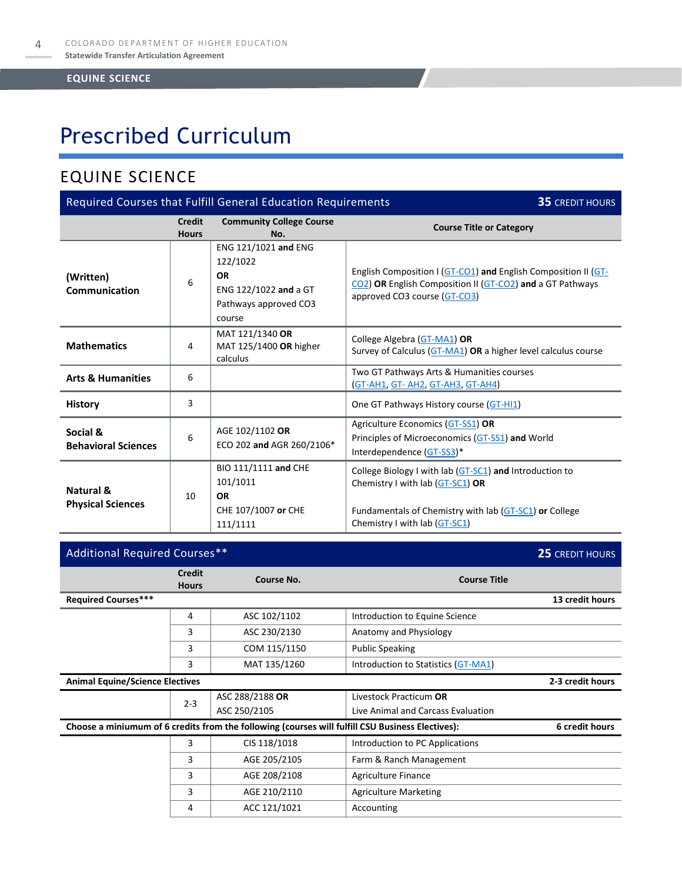# Prescribed Curriculum

## EQUINE SCIENCE

| Required Courses that Fulfill General Education Requirements | | | **35** CREDIT HOURS |
|---|---|---|---|
| | **Credit Hours** | **Community College Course No.** | **Course Title or Category** |
| **(Written) Communication** | 6 | ENG 121/1021 **and** ENG 122/1022 **OR** ENG 122/1022 **and** a GT Pathways approved CO3 course | English Composition I (GT-CO1) **and** English Composition II (GT-CO2) **OR** English Composition II (GT-CO2) **and** a GT Pathways approved CO3 course (GT-CO3) |
| **Mathematics** | 4 | MAT 121/1340 **OR** MAT 125/1400 **OR** higher calculus | College Algebra (GT-MA1) **OR** Survey of Calculus (GT-MA1) **OR** a higher level calculus course |
| **Arts & Humanities** | 6 | | Two GT Pathways Arts & Humanities courses (GT-AH1, GT- AH2, GT-AH3, GT-AH4) |
| **History** | 3 | | One GT Pathways History course (GT-HI1) |
| **Social & Behavioral Sciences** | 6 | AGE 102/1102 **OR** ECO 202 **and** AGR 260/2106* | Agriculture Economics (GT-SS1) **OR** Principles of Microeconomics (GT-SS1) **and** World Interdependence (GT-SS3)* |
| **Natural & Physical Sciences** | 10 | BIO 111/1111 **and** CHE 101/1011 **OR** CHE 107/1007 **or** CHE 111/1111 | College Biology I with lab (GT-SC1) **and** Introduction to Chemistry I with lab (GT-SC1) **OR** Fundamentals of Chemistry with lab (GT-SC1) **or** College Chemistry I with lab (GT-SC1) |

| Additional Required Courses** | | | **25** CREDIT HOURS |
|---|---|---|---|
| | **Credit Hours** | **Course No.** | **Course Title** |
| **Required Courses*** ** | | | **13 credit hours** |
| | 4 | ASC 102/1102 | Introduction to Equine Science |
| | 3 | ASC 230/2130 | Anatomy and Physiology |
| | 3 | COM 115/1150 | Public Speaking |
| | 3 | MAT 135/1260 | Introduction to Statistics (GT-MA1) |
| **Animal Equine/Science Electives** | | | **2-3 credit hours** |
| | 2-3 | ASC 288/2188 **OR** ASC 250/2105 | Livestock Practicum **OR** Live Animal and Carcass Evaluation |
| **Choose a miniumum of 6 credits from the following (courses will fulfill CSU Business Electives):** | | | **6 credit hours** |
| | 3 | CIS 118/1018 | Introduction to PC Applications |
| | 3 | AGE 205/2105 | Farm & Ranch Management |
| | 3 | AGE 208/2108 | Agriculture Finance |
| | 3 | AGE 210/2110 | Agriculture Marketing |
| | 4 | ACC 121/1021 | Accounting |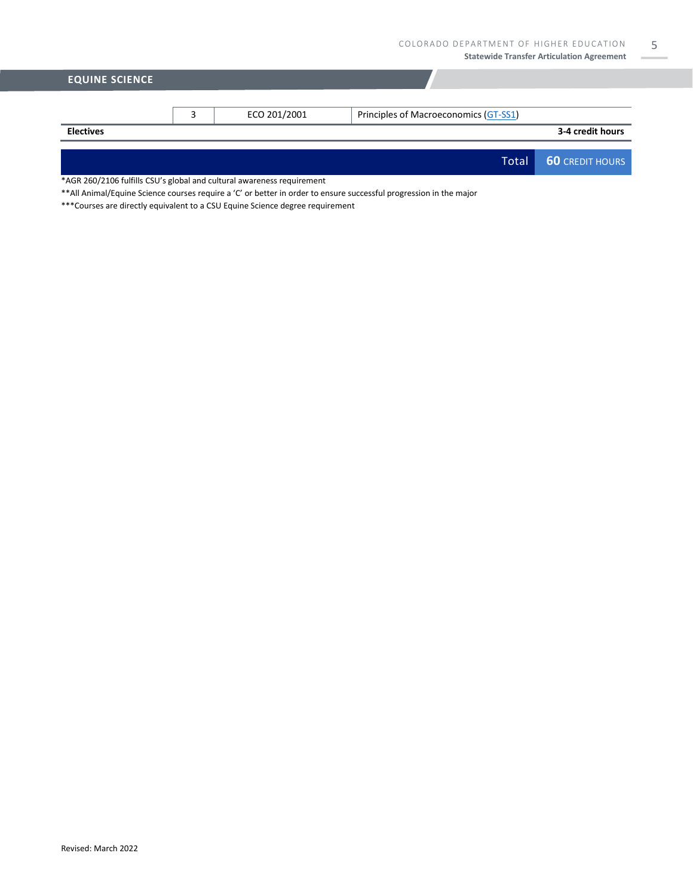## EQUINE SCIENCE

| | Credits | Course | Title |
|---|---|---|---|
| | 3 | ECO 201/2001 | Principles of Macroeconomics (GT-SS1) |
| **Electives** | | | **3-4 credit hours** |
| | | **Total** | **60 CREDIT HOURS** |

*AGR 260/2106 fulfills CSU's global and cultural awareness requirement

**All Animal/Equine Science courses require a 'C' or better in order to ensure successful progression in the major

***Courses are directly equivalent to a CSU Equine Science degree requirement

Revised: March 2022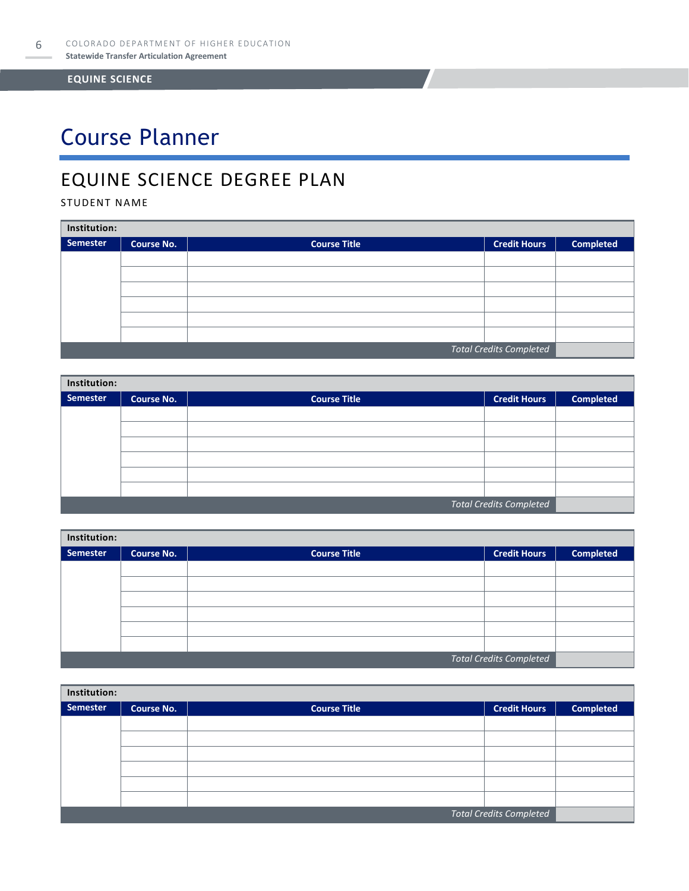# Course Planner

## EQUINE SCIENCE DEGREE PLAN

STUDENT NAME

| **Institution:** | | | | |
|---|---|---|---|---|
| **Semester** | **Course No.** | **Course Title** | **Credit Hours** | **Completed** |
| | | | | |
| | | | | |
| | | | | |
| | | | | |
| | | | | |
| | | | | |
| | | | *Total Credits Completed* | |

| **Institution:** | | | | |
|---|---|---|---|---|
| **Semester** | **Course No.** | **Course Title** | **Credit Hours** | **Completed** |
| | | | | |
| | | | | |
| | | | | |
| | | | | |
| | | | | |
| | | | | |
| | | | *Total Credits Completed* | |

| **Institution:** | | | | |
|---|---|---|---|---|
| **Semester** | **Course No.** | **Course Title** | **Credit Hours** | **Completed** |
| | | | | |
| | | | | |
| | | | | |
| | | | | |
| | | | | |
| | | | | |
| | | | *Total Credits Completed* | |

| **Institution:** | | | | |
|---|---|---|---|---|
| **Semester** | **Course No.** | **Course Title** | **Credit Hours** | **Completed** |
| | | | | |
| | | | | |
| | | | | |
| | | | | |
| | | | | |
| | | | | |
| | | | *Total Credits Completed* | |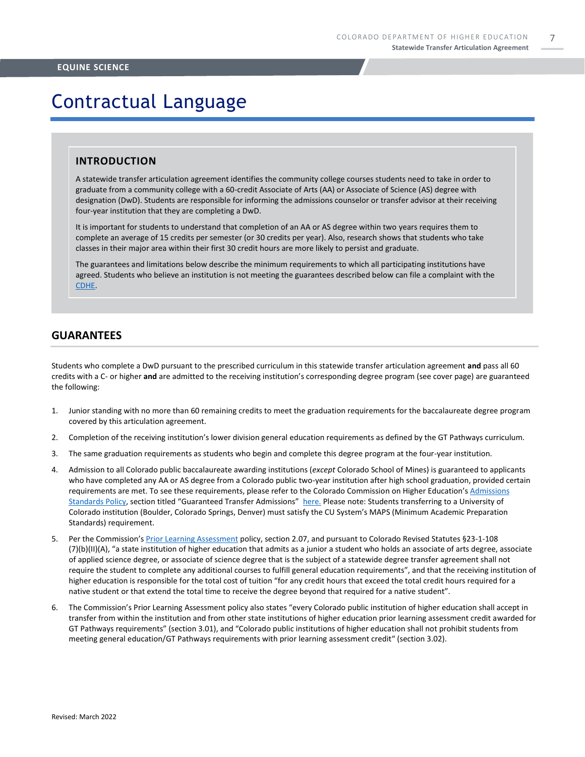# Contractual Language

## INTRODUCTION

A statewide transfer articulation agreement identifies the community college courses students need to take in order to graduate from a community college with a 60-credit Associate of Arts (AA) or Associate of Science (AS) degree with designation (DwD). Students are responsible for informing the admissions counselor or transfer advisor at their receiving four-year institution that they are completing a DwD.

It is important for students to understand that completion of an AA or AS degree within two years requires them to complete an average of 15 credits per semester (or 30 credits per year). Also, research shows that students who take classes in their major area within their first 30 credit hours are more likely to persist and graduate.

The guarantees and limitations below describe the minimum requirements to which all participating institutions have agreed. Students who believe an institution is not meeting the guarantees described below can file a complaint with the CDHE.

## GUARANTEES

Students who complete a DwD pursuant to the prescribed curriculum in this statewide transfer articulation agreement **and** pass all 60 credits with a C- or higher **and** are admitted to the receiving institution's corresponding degree program (see cover page) are guaranteed the following:

1. Junior standing with no more than 60 remaining credits to meet the graduation requirements for the baccalaureate degree program covered by this articulation agreement.
2. Completion of the receiving institution's lower division general education requirements as defined by the GT Pathways curriculum.
3. The same graduation requirements as students who begin and complete this degree program at the four-year institution.
4. Admission to all Colorado public baccalaureate awarding institutions (*except* Colorado School of Mines) is guaranteed to applicants who have completed any AA or AS degree from a Colorado public two-year institution after high school graduation, provided certain requirements are met. To see these requirements, please refer to the Colorado Commission on Higher Education's Admissions Standards Policy, section titled "Guaranteed Transfer Admissions" here. Please note: Students transferring to a University of Colorado institution (Boulder, Colorado Springs, Denver) must satisfy the CU System's MAPS (Minimum Academic Preparation Standards) requirement.
5. Per the Commission's Prior Learning Assessment policy, section 2.07, and pursuant to Colorado Revised Statutes §23-1-108 (7)(b)(II)(A), "a state institution of higher education that admits as a junior a student who holds an associate of arts degree, associate of applied science degree, or associate of science degree that is the subject of a statewide degree transfer agreement shall not require the student to complete any additional courses to fulfill general education requirements", and that the receiving institution of higher education is responsible for the total cost of tuition "for any credit hours that exceed the total credit hours required for a native student or that extend the total time to receive the degree beyond that required for a native student".
6. The Commission's Prior Learning Assessment policy also states "every Colorado public institution of higher education shall accept in transfer from within the institution and from other state institutions of higher education prior learning assessment credit awarded for GT Pathways requirements" (section 3.01), and "Colorado public institutions of higher education shall not prohibit students from meeting general education/GT Pathways requirements with prior learning assessment credit" (section 3.02).

Revised: March 2022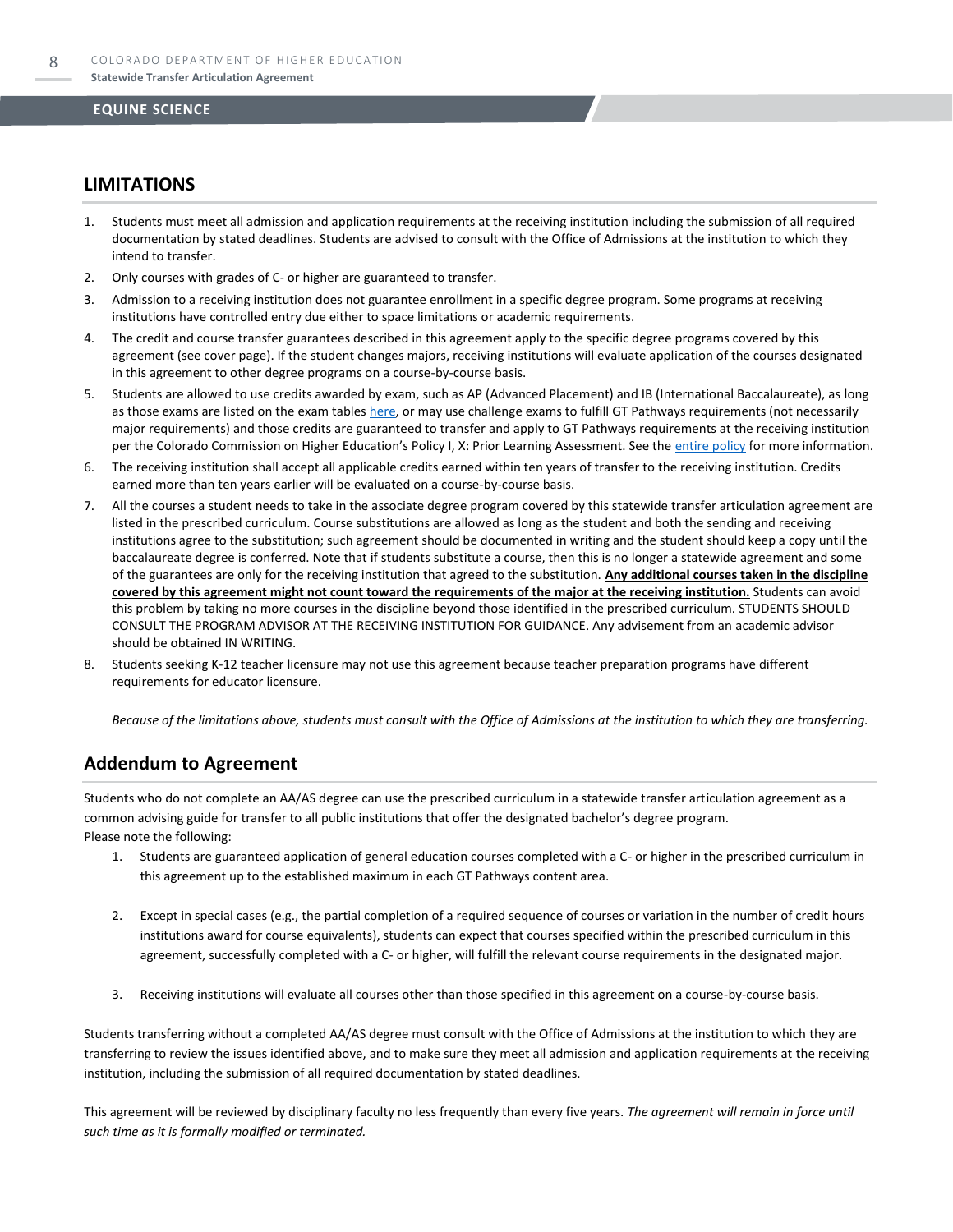## LIMITATIONS

1. Students must meet all admission and application requirements at the receiving institution including the submission of all required documentation by stated deadlines. Students are advised to consult with the Office of Admissions at the institution to which they intend to transfer.
2. Only courses with grades of C- or higher are guaranteed to transfer.
3. Admission to a receiving institution does not guarantee enrollment in a specific degree program. Some programs at receiving institutions have controlled entry due either to space limitations or academic requirements.
4. The credit and course transfer guarantees described in this agreement apply to the specific degree programs covered by this agreement (see cover page). If the student changes majors, receiving institutions will evaluate application of the courses designated in this agreement to other degree programs on a course-by-course basis.
5. Students are allowed to use credits awarded by exam, such as AP (Advanced Placement) and IB (International Baccalaureate), as long as those exams are listed on the exam tables here, or may use challenge exams to fulfill GT Pathways requirements (not necessarily major requirements) and those credits are guaranteed to transfer and apply to GT Pathways requirements at the receiving institution per the Colorado Commission on Higher Education's Policy I, X: Prior Learning Assessment. See the entire policy for more information.
6. The receiving institution shall accept all applicable credits earned within ten years of transfer to the receiving institution. Credits earned more than ten years earlier will be evaluated on a course-by-course basis.
7. All the courses a student needs to take in the associate degree program covered by this statewide transfer articulation agreement are listed in the prescribed curriculum. Course substitutions are allowed as long as the student and both the sending and receiving institutions agree to the substitution; such agreement should be documented in writing and the student should keep a copy until the baccalaureate degree is conferred. Note that if students substitute a course, then this is no longer a statewide agreement and some of the guarantees are only for the receiving institution that agreed to the substitution. **Any additional courses taken in the discipline covered by this agreement might not count toward the requirements of the major at the receiving institution.** Students can avoid this problem by taking no more courses in the discipline beyond those identified in the prescribed curriculum. STUDENTS SHOULD CONSULT THE PROGRAM ADVISOR AT THE RECEIVING INSTITUTION FOR GUIDANCE. Any advisement from an academic advisor should be obtained IN WRITING.
8. Students seeking K-12 teacher licensure may not use this agreement because teacher preparation programs have different requirements for educator licensure.

*Because of the limitations above, students must consult with the Office of Admissions at the institution to which they are transferring.*

## Addendum to Agreement

Students who do not complete an AA/AS degree can use the prescribed curriculum in a statewide transfer articulation agreement as a common advising guide for transfer to all public institutions that offer the designated bachelor's degree program.
Please note the following:

1. Students are guaranteed application of general education courses completed with a C- or higher in the prescribed curriculum in this agreement up to the established maximum in each GT Pathways content area.
2. Except in special cases (e.g., the partial completion of a required sequence of courses or variation in the number of credit hours institutions award for course equivalents), students can expect that courses specified within the prescribed curriculum in this agreement, successfully completed with a C- or higher, will fulfill the relevant course requirements in the designated major.
3. Receiving institutions will evaluate all courses other than those specified in this agreement on a course-by-course basis.

Students transferring without a completed AA/AS degree must consult with the Office of Admissions at the institution to which they are transferring to review the issues identified above, and to make sure they meet all admission and application requirements at the receiving institution, including the submission of all required documentation by stated deadlines.

This agreement will be reviewed by disciplinary faculty no less frequently than every five years. *The agreement will remain in force until such time as it is formally modified or terminated.*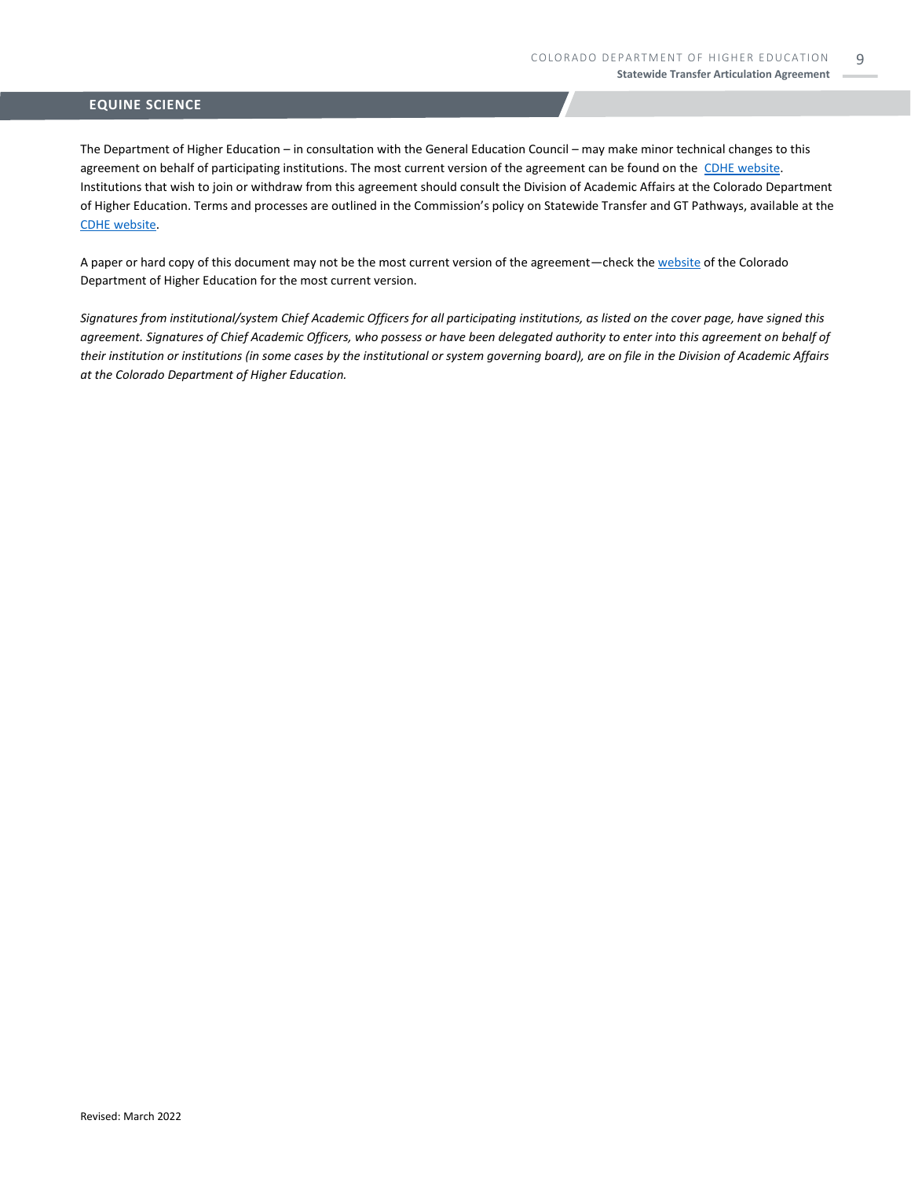## EQUINE SCIENCE

The Department of Higher Education – in consultation with the General Education Council – may make minor technical changes to this agreement on behalf of participating institutions. The most current version of the agreement can be found on the CDHE website. Institutions that wish to join or withdraw from this agreement should consult the Division of Academic Affairs at the Colorado Department of Higher Education. Terms and processes are outlined in the Commission's policy on Statewide Transfer and GT Pathways, available at the CDHE website.

A paper or hard copy of this document may not be the most current version of the agreement—check the website of the Colorado Department of Higher Education for the most current version.

*Signatures from institutional/system Chief Academic Officers for all participating institutions, as listed on the cover page, have signed this agreement. Signatures of Chief Academic Officers, who possess or have been delegated authority to enter into this agreement on behalf of their institution or institutions (in some cases by the institutional or system governing board), are on file in the Division of Academic Affairs at the Colorado Department of Higher Education.*

Revised: March 2022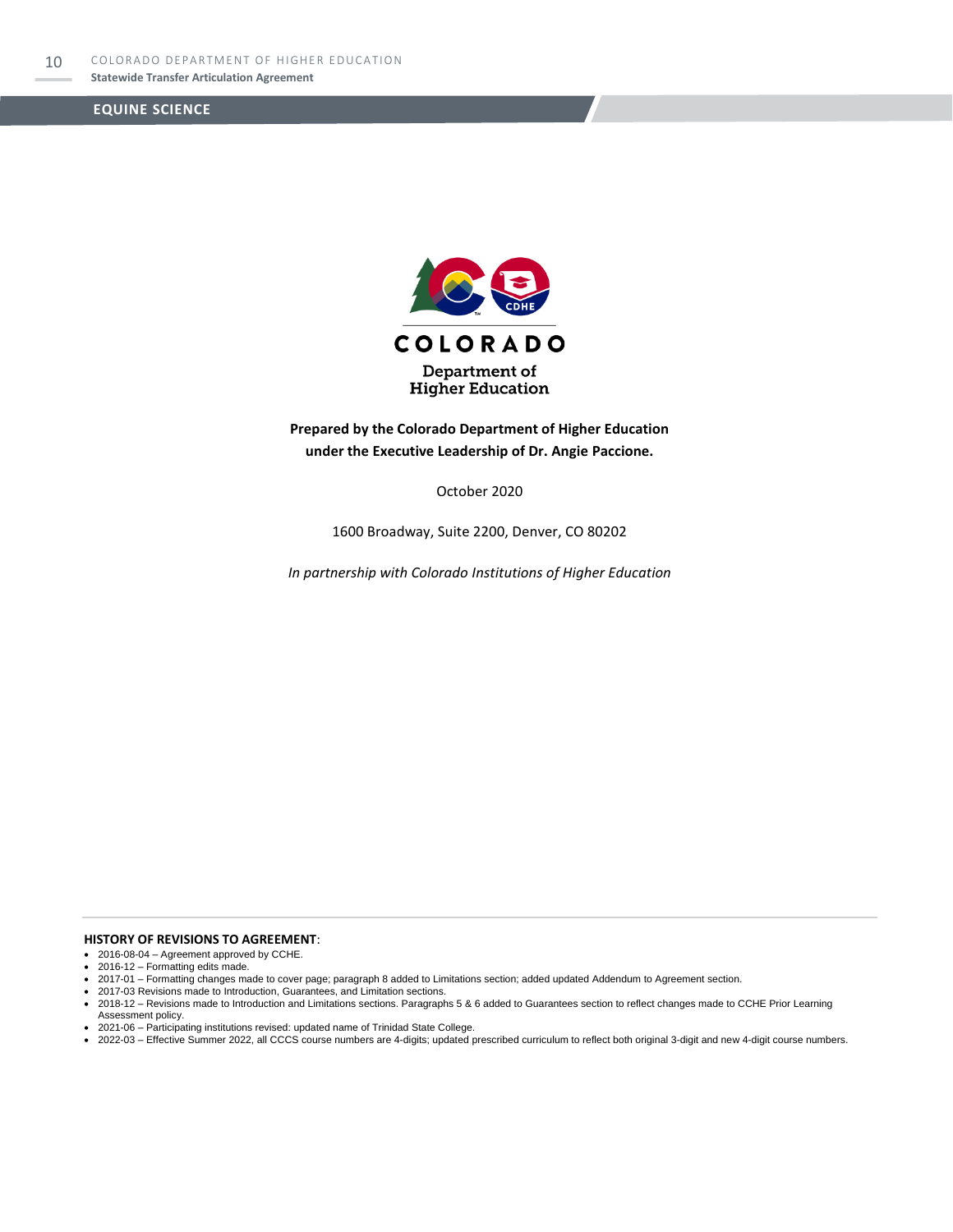COLORADO

Department of Higher Education

**Prepared by the Colorado Department of Higher Education under the Executive Leadership of Dr. Angie Paccione.**

October 2020

1600 Broadway, Suite 2200, Denver, CO 80202

*In partnership with Colorado Institutions of Higher Education*

**HISTORY OF REVISIONS TO AGREEMENT**:

- 2016-08-04 – Agreement approved by CCHE.
- 2016-12 – Formatting edits made.
- 2017-01 – Formatting changes made to cover page; paragraph 8 added to Limitations section; added updated Addendum to Agreement section.
- 2017-03 Revisions made to Introduction, Guarantees, and Limitation sections.
- 2018-12 – Revisions made to Introduction and Limitations sections. Paragraphs 5 & 6 added to Guarantees section to reflect changes made to CCHE Prior Learning Assessment policy.
- 2021-06 – Participating institutions revised: updated name of Trinidad State College.
- 2022-03 – Effective Summer 2022, all CCCS course numbers are 4-digits; updated prescribed curriculum to reflect both original 3-digit and new 4-digit course numbers.